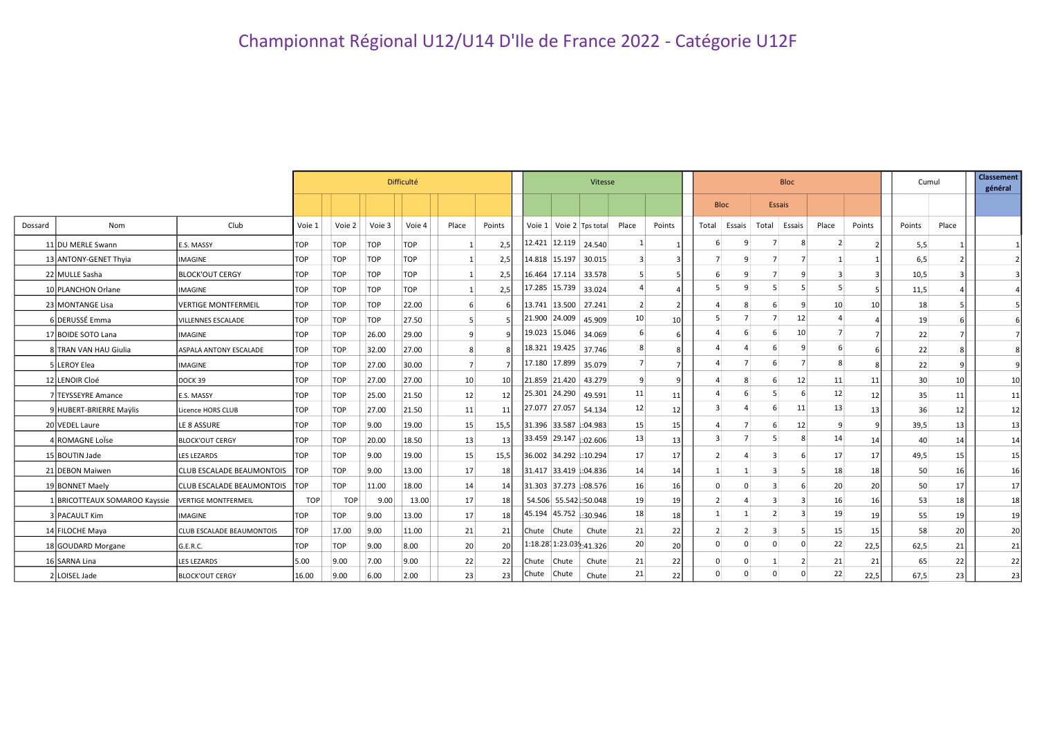# Championnat Régional U12/U14 D'Ile de France 2022 - Catégorie U12F

| | | | Difficulté | | | | | | Vitesse | | | | | Bloc | | | | | | Cumul | | Classement général |
|---|---|---|---|---|---|---|---|---|---|---|---|---|---|---|---|---|---|---|---|---|---|---|
| | | | | | | | | | | | | | | Bloc | | Essais | | | | | | |
| Dossard | Nom | Club | Voie 1 | Voie 2 | Voie 3 | Voie 4 | Place | Points | Voie 1 | Voie 2 | Tps total | Place | Points | Total | Essais | Total | Essais | Place | Points | Points | Place | |
| 11 | DU MERLE Swann | E.S. MASSY | TOP | TOP | TOP | TOP | 1 | 2,5 | 12.421 | 12.119 | 24.540 | 1 | 1 | 6 | 9 | 7 | 8 | 2 | 2 | 5,5 | 1 | 1 |
| 13 | ANTONY-GENET Thyia | IMAGINE | TOP | TOP | TOP | TOP | 1 | 2,5 | 14.818 | 15.197 | 30.015 | 3 | 3 | 7 | 9 | 7 | 7 | 1 | 1 | 6,5 | 2 | 2 |
| 22 | MULLE Sasha | BLOCK'OUT CERGY | TOP | TOP | TOP | TOP | 1 | 2,5 | 16.464 | 17.114 | 33.578 | 5 | 5 | 6 | 9 | 7 | 9 | 3 | 3 | 10,5 | 3 | 3 |
| 10 | PLANCHON Orlane | IMAGINE | TOP | TOP | TOP | TOP | 1 | 2,5 | 17.285 | 15.739 | 33.024 | 4 | 4 | 5 | 9 | 5 | 5 | 5 | 5 | 11,5 | 4 | 4 |
| 23 | MONTANGE Lisa | VERTIGE MONTFERMEIL | TOP | TOP | TOP | 22.00 | 6 | 6 | 13.741 | 13.500 | 27.241 | 2 | 2 | 4 | 8 | 6 | 9 | 10 | 10 | 18 | 5 | 5 |
| 6 | DERUSSÉ Emma | VILLENNES ESCALADE | TOP | TOP | TOP | 27.50 | 5 | 5 | 21.900 | 24.009 | 45.909 | 10 | 10 | 5 | 7 | 7 | 12 | 4 | 4 | 19 | 6 | 6 |
| 17 | BOIDE SOTO Lana | IMAGINE | TOP | TOP | 26.00 | 29.00 | 9 | 9 | 19.023 | 15.046 | 34.069 | 6 | 6 | 4 | 6 | 6 | 10 | 7 | 7 | 22 | 7 | 7 |
| 8 | TRAN VAN HAU Giulia | ASPALA ANTONY ESCALADE | TOP | TOP | 32.00 | 27.00 | 8 | 8 | 18.321 | 19.425 | 37.746 | 8 | 8 | 4 | 4 | 6 | 9 | 6 | 6 | 22 | 8 | 8 |
| 5 | LEROY Elea | IMAGINE | TOP | TOP | 27.00 | 30.00 | 7 | 7 | 17.180 | 17.899 | 35.079 | 7 | 7 | 4 | 7 | 6 | 7 | 8 | 8 | 22 | 9 | 9 |
| 12 | LENOIR Cloé | DOCK 39 | TOP | TOP | 27.00 | 27.00 | 10 | 10 | 21.859 | 21.420 | 43.279 | 9 | 9 | 4 | 8 | 6 | 12 | 11 | 11 | 30 | 10 | 10 |
| 7 | TEYSSEYRE Amance | E.S. MASSY | TOP | TOP | 25.00 | 21.50 | 12 | 12 | 25.301 | 24.290 | 49.591 | 11 | 11 | 4 | 6 | 5 | 6 | 12 | 12 | 35 | 11 | 11 |
| 9 | HUBERT-BRIERRE Maÿlis | Licence HORS CLUB | TOP | TOP | 27.00 | 21.50 | 11 | 11 | 27.077 | 27.057 | 54.134 | 12 | 12 | 3 | 4 | 6 | 11 | 13 | 13 | 36 | 12 | 12 |
| 20 | VEDEL Laure | LE 8 ASSURE | TOP | TOP | 9.00 | 19.00 | 15 | 15,5 | 31.396 | 33.587 | 1:04.983 | 15 | 15 | 4 | 7 | 6 | 12 | 9 | 9 | 39,5 | 13 | 13 |
| 4 | ROMAGNE Loïse | BLOCK'OUT CERGY | TOP | TOP | 20.00 | 18.50 | 13 | 13 | 33.459 | 29.147 | 1:02.606 | 13 | 13 | 3 | 7 | 5 | 8 | 14 | 14 | 40 | 14 | 14 |
| 15 | BOUTIN Jade | LES LEZARDS | TOP | TOP | 9.00 | 19.00 | 15 | 15,5 | 36.002 | 34.292 | 1:10.294 | 17 | 17 | 2 | 4 | 3 | 6 | 17 | 17 | 49,5 | 15 | 15 |
| 21 | DEBON Maiwen | CLUB ESCALADE BEAUMONTOIS | TOP | TOP | 9.00 | 18.00 | 17 | 18 | 31.417 | 33.419 | 1:04.836 | 14 | 14 | 1 | 1 | 3 | 5 | 18 | 18 | 50 | 16 | 16 |
| 19 | BONNET Maely | CLUB ESCALADE BEAUMONTOIS | TOP | TOP | 11.00 | 18.00 | 14 | 14 | 31.303 | 37.273 | 1:08.576 | 16 | 16 | 0 | 0 | 3 | 6 | 20 | 20 | 50 | 17 | 17 |
| 1 | BRICOTTEAUX SOMAROO Kayssie | VERTIGE MONTFERMEIL | TOP | TOP | 9.00 | 13.00 | 17 | 18 | 54.506 | 55.542 | 1:50.048 | 19 | 19 | 2 | 4 | 3 | 3 | 16 | 16 | 53 | 18 | 18 |
| 3 | PACAULT Kim | IMAGINE | TOP | TOP | 9.00 | 13.00 | 17 | 18 | 45.194 | 45.752 | 1:30.946 | 18 | 18 | 1 | 1 | 2 | 3 | 19 | 19 | 55 | 19 | 19 |
| 14 | FILOCHE Maya | CLUB ESCALADE BEAUMONTOIS | TOP | 17.00 | 9.00 | 11.00 | 21 | 21 | Chute | Chute | Chute | 21 | 22 | 2 | 2 | 3 | 5 | 15 | 15 | 58 | 20 | 20 |
| 18 | GOUDARD Morgane | G.E.R.C. | TOP | TOP | 9.00 | 8.00 | 20 | 20 | 1:18.287 | 1:23.039 | 2:41.326 | 20 | 20 | 0 | 0 | 0 | 0 | 22 | 22,5 | 62,5 | 21 | 21 |
| 16 | SARNA Lina | LES LEZARDS | 5.00 | 9.00 | 7.00 | 9.00 | 22 | 22 | Chute | Chute | Chute | 21 | 22 | 0 | 0 | 1 | 2 | 21 | 21 | 65 | 22 | 22 |
| 2 | LOISEL Jade | BLOCK'OUT CERGY | 16.00 | 9.00 | 6.00 | 2.00 | 23 | 23 | Chute | Chute | Chute | 21 | 22 | 0 | 0 | 0 | 0 | 22 | 22,5 | 67,5 | 23 | 23 |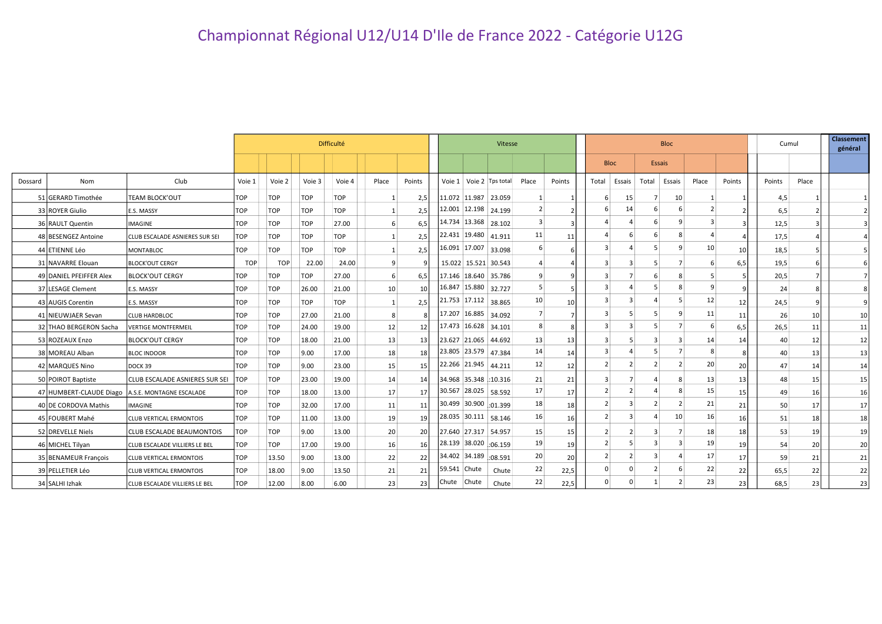# Championnat Régional U12/U14 D'Ile de France 2022 - Catégorie U12G

| | | | Difficulté | | | | | | Vitesse | | | | | Bloc | | | | | | Cumul | | Classement général |
|---|---|---|---|---|---|---|---|---|---|---|---|---|---|---|---|---|---|---|---|---|---|---|
| | | | | | | | | | | | | | | Bloc | | Essais | | | | | | |
| Dossard | Nom | Club | Voie 1 | Voie 2 | Voie 3 | Voie 4 | Place | Points | Voie 1 | Voie 2 | Tps total | Place | Points | Total | Essais | Total | Essais | Place | Points | Points | Place | |
| 51 | GERARD Timothée | TEAM BLOCK'OUT | TOP | TOP | TOP | TOP | 1 | 2,5 | 11.072 | 11.987 | 23.059 | 1 | 1 | 6 | 15 | 7 | 10 | 1 | 1 | 4,5 | 1 | 1 |
| 33 | ROYER Giulio | E.S. MASSY | TOP | TOP | TOP | TOP | 1 | 2,5 | 12.001 | 12.198 | 24.199 | 2 | 2 | 6 | 14 | 6 | 6 | 2 | 2 | 6,5 | 2 | 2 |
| 36 | RAULT Quentin | IMAGINE | TOP | TOP | TOP | 27.00 | 6 | 6,5 | 14.734 | 13.368 | 28.102 | 3 | 3 | 4 | 4 | 6 | 9 | 3 | 3 | 12,5 | 3 | 3 |
| 48 | BESENGEZ Antoine | CLUB ESCALADE ASNIERES SUR SEI | TOP | TOP | TOP | TOP | 1 | 2,5 | 22.431 | 19.480 | 41.911 | 11 | 11 | 4 | 6 | 6 | 8 | 4 | 4 | 17,5 | 4 | 4 |
| 44 | ETIENNE Léo | MONTABLOC | TOP | TOP | TOP | TOP | 1 | 2,5 | 16.091 | 17.007 | 33.098 | 6 | 6 | 3 | 4 | 5 | 9 | 10 | 10 | 18,5 | 5 | 5 |
| 31 | NAVARRE Elouan | BLOCK'OUT CERGY | TOP | TOP | 22.00 | 24.00 | 9 | 9 | 15.022 | 15.521 | 30.543 | 4 | 4 | 3 | 3 | 5 | 7 | 6 | 6,5 | 19,5 | 6 | 6 |
| 49 | DANIEL PFEIFFER Alex | BLOCK'OUT CERGY | TOP | TOP | TOP | 27.00 | 6 | 6,5 | 17.146 | 18.640 | 35.786 | 9 | 9 | 3 | 7 | 6 | 8 | 5 | 5 | 20,5 | 7 | 7 |
| 37 | LESAGE Clement | E.S. MASSY | TOP | TOP | 26.00 | 21.00 | 10 | 10 | 16.847 | 15.880 | 32.727 | 5 | 5 | 3 | 4 | 5 | 8 | 9 | 9 | 24 | 8 | 8 |
| 43 | AUGIS Corentin | E.S. MASSY | TOP | TOP | TOP | TOP | 1 | 2,5 | 21.753 | 17.112 | 38.865 | 10 | 10 | 3 | 3 | 4 | 5 | 12 | 12 | 24,5 | 9 | 9 |
| 41 | NIEUWJAER Sevan | CLUB HARDBLOC | TOP | TOP | 27.00 | 21.00 | 8 | 8 | 17.207 | 16.885 | 34.092 | 7 | 7 | 3 | 5 | 5 | 9 | 11 | 11 | 26 | 10 | 10 |
| 32 | THAO BERGERON Sacha | VERTIGE MONTFERMEIL | TOP | TOP | 24.00 | 19.00 | 12 | 12 | 17.473 | 16.628 | 34.101 | 8 | 8 | 3 | 3 | 5 | 7 | 6 | 6,5 | 26,5 | 11 | 11 |
| 53 | ROZEAUX Enzo | BLOCK'OUT CERGY | TOP | TOP | 18.00 | 21.00 | 13 | 13 | 23.627 | 21.065 | 44.692 | 13 | 13 | 3 | 5 | 3 | 3 | 14 | 14 | 40 | 12 | 12 |
| 38 | MOREAU Alban | BLOC INDOOR | TOP | TOP | 9.00 | 17.00 | 18 | 18 | 23.805 | 23.579 | 47.384 | 14 | 14 | 3 | 4 | 5 | 7 | 8 | 8 | 40 | 13 | 13 |
| 42 | MARQUES Nino | DOCK 39 | TOP | TOP | 9.00 | 23.00 | 15 | 15 | 22.266 | 21.945 | 44.211 | 12 | 12 | 2 | 2 | 2 | 2 | 20 | 20 | 47 | 14 | 14 |
| 50 | POIROT Baptiste | CLUB ESCALADE ASNIERES SUR SEI | TOP | TOP | 23.00 | 19.00 | 14 | 14 | 34.968 | 35.348 | :10.316 | 21 | 21 | 3 | 7 | 4 | 8 | 13 | 13 | 48 | 15 | 15 |
| 47 | HUMBERT-CLAUDE Diago | A.S.E. MONTAGNE ESCALADE | TOP | TOP | 18.00 | 13.00 | 17 | 17 | 30.567 | 28.025 | 58.592 | 17 | 17 | 2 | 2 | 4 | 8 | 15 | 15 | 49 | 16 | 16 |
| 40 | DE CORDOVA Mathis | IMAGINE | TOP | TOP | 32.00 | 17.00 | 11 | 11 | 30.499 | 30.900 | :01.399 | 18 | 18 | 2 | 3 | 2 | 2 | 21 | 21 | 50 | 17 | 17 |
| 45 | FOUBERT Mahé | CLUB VERTICAL ERMONTOIS | TOP | TOP | 11.00 | 13.00 | 19 | 19 | 28.035 | 30.111 | 58.146 | 16 | 16 | 2 | 3 | 4 | 10 | 16 | 16 | 51 | 18 | 18 |
| 52 | DREVELLE Niels | CLUB ESCALADE BEAUMONTOIS | TOP | TOP | 9.00 | 13.00 | 20 | 20 | 27.640 | 27.317 | 54.957 | 15 | 15 | 2 | 2 | 3 | 7 | 18 | 18 | 53 | 19 | 19 |
| 46 | MICHEL Tilyan | CLUB ESCALADE VILLIERS LE BEL | TOP | TOP | 17.00 | 19.00 | 16 | 16 | 28.139 | 38.020 | :06.159 | 19 | 19 | 2 | 5 | 3 | 3 | 19 | 19 | 54 | 20 | 20 |
| 35 | BENAMEUR François | CLUB VERTICAL ERMONTOIS | TOP | 13.50 | 9.00 | 13.00 | 22 | 22 | 34.402 | 34.189 | :08.591 | 20 | 20 | 2 | 2 | 3 | 4 | 17 | 17 | 59 | 21 | 21 |
| 39 | PELLETIER Léo | CLUB VERTICAL ERMONTOIS | TOP | 18.00 | 9.00 | 13.50 | 21 | 21 | 59.541 | Chute | Chute | 22 | 22,5 | 0 | 0 | 2 | 6 | 22 | 22 | 65,5 | 22 | 22 |
| 34 | SALHI Izhak | CLUB ESCALADE VILLIERS LE BEL | TOP | 12.00 | 8.00 | 6.00 | 23 | 23 | Chute | Chute | Chute | 22 | 22,5 | 0 | 0 | 1 | 2 | 23 | 23 | 68,5 | 23 | 23 |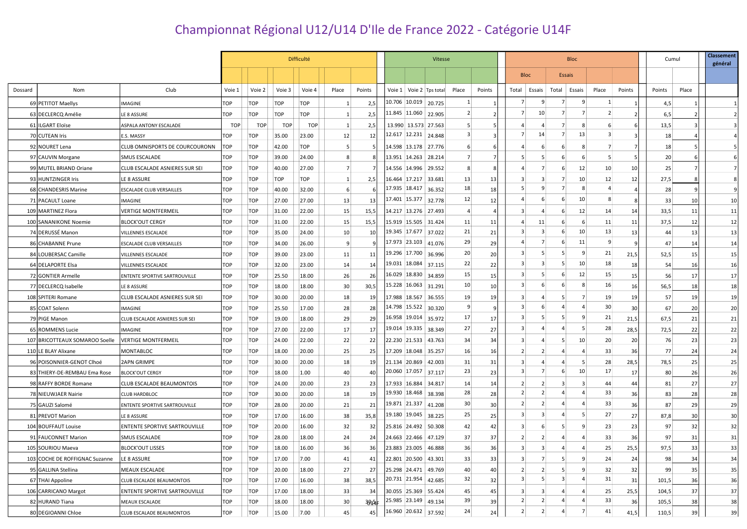# Championnat Régional U12/U14 D'Ile de France 2022 - Catégorie U14F

| | | | Difficulté | | | | | | Vitesse | | | | | Bloc | | | | | | Cumul | | Classement général |
|---|---|---|---|---|---|---|---|---|---|---|---|---|---|---|---|---|---|---|---|---|---|---|
| | | | | | | | | | | | | | | Bloc | | Essais | | | | | | |
| Dossard | Nom | Club | Voie 1 | Voie 2 | Voie 3 | Voie 4 | Place | Points | Voie 1 | Voie 2 | Tps total | Place | Points | Total | Essais | Total | Essais | Place | Points | Points | Place | |
| 69 | PETITOT Maellys | IMAGINE | TOP | TOP | TOP | TOP | 1 | 2,5 | 10.706 | 10.019 | 20.725 | 1 | 1 | 7 | 9 | 7 | 9 | 1 | 1 | 4,5 | 1 | 1 |
| 63 | DECLERCQ Amélie | LE 8 ASSURE | TOP | TOP | TOP | TOP | 1 | 2,5 | 11.845 | 11.060 | 22.905 | 2 | 2 | 7 | 10 | 7 | 7 | 2 | 2 | 6,5 | 2 | 2 |
| 61 | ILGART Eloïse | ASPALA ANTONY ESCALADE | TOP | TOP | TOP | TOP | 1 | 2,5 | 13.990 | 13.573 | 27.563 | 5 | 5 | 4 | 4 | 7 | 8 | 6 | 6 | 13,5 | 3 | 3 |
| 70 | CUTEAN Iris | E.S. MASSY | TOP | TOP | 35.00 | 23.00 | 12 | 12 | 12.617 | 12.231 | 24.848 | 3 | 3 | 7 | 14 | 7 | 13 | 3 | 3 | 18 | 4 | 4 |
| 92 | NOURET Lena | CLUB OMNISPORTS DE COURCOURONN | TOP | TOP | 42.00 | TOP | 5 | 5 | 14.598 | 13.178 | 27.776 | 6 | 6 | 4 | 6 | 6 | 8 | 7 | 7 | 18 | 5 | 5 |
| 97 | CAUVIN Morgane | SMUS ESCALADE | TOP | TOP | 39.00 | 24.00 | 8 | 8 | 13.951 | 14.263 | 28.214 | 7 | 7 | 5 | 5 | 6 | 6 | 5 | 5 | 20 | 6 | 6 |
| 99 | MUTEL BRIAND Oriane | CLUB ESCALADE ASNIERES SUR SEI | TOP | TOP | 40.00 | 27.00 | 7 | 7 | 14.556 | 14.996 | 29.552 | 8 | 8 | 4 | 7 | 6 | 12 | 10 | 10 | 25 | 7 | 7 |
| 93 | HUNTZINGER Iris | LE 8 ASSURE | TOP | TOP | TOP | TOP | 1 | 2,5 | 16.464 | 17.217 | 33.681 | 13 | 13 | 3 | 3 | 7 | 10 | 12 | 12 | 27,5 | 8 | 8 |
| 68 | CHANDESRIS Marine | ESCALADE CLUB VERSAILLES | TOP | TOP | 40.00 | 32.00 | 6 | 6 | 17.935 | 18.417 | 36.352 | 18 | 18 | 5 | 9 | 7 | 8 | 4 | 4 | 28 | 9 | 9 |
| 71 | PACAULT Loane | IMAGINE | TOP | TOP | 27.00 | 27.00 | 13 | 13 | 17.401 | 15.377 | 32.778 | 12 | 12 | 4 | 6 | 6 | 10 | 8 | 8 | 33 | 10 | 10 |
| 109 | MARTINEZ Flora | VERTIGE MONTFERMEIL | TOP | TOP | 31.00 | 22.00 | 15 | 15,5 | 14.217 | 13.276 | 27.493 | 4 | 4 | 3 | 4 | 6 | 12 | 14 | 14 | 33,5 | 11 | 11 |
| 100 | SANANIKONE Noemie | BLOCK'OUT CERGY | TOP | TOP | 31.00 | 22.00 | 15 | 15,5 | 15.919 | 15.505 | 31.424 | 11 | 11 | 4 | 11 | 6 | 6 | 11 | 11 | 37,5 | 12 | 12 |
| 74 | DERUSSÉ Manon | VILLENNES ESCALADE | TOP | TOP | 35.00 | 24.00 | 10 | 10 | 19.345 | 17.677 | 37.022 | 21 | 21 | 3 | 3 | 6 | 10 | 13 | 13 | 44 | 13 | 13 |
| 86 | CHABANNE Prune | ESCALADE CLUB VERSAILLES | TOP | TOP | 34.00 | 26.00 | 9 | 9 | 17.973 | 23.103 | 41.076 | 29 | 29 | 4 | 7 | 6 | 11 | 9 | 9 | 47 | 14 | 14 |
| 84 | LOUBERSAC Camille | VILLENNES ESCALADE | TOP | TOP | 39.00 | 23.00 | 11 | 11 | 19.296 | 17.700 | 36.996 | 20 | 20 | 3 | 5 | 5 | 9 | 21 | 21,5 | 52,5 | 15 | 15 |
| 64 | DELAPORTE Elsa | VILLENNES ESCALADE | TOP | TOP | 32.00 | 23.00 | 14 | 14 | 19.031 | 18.084 | 37.115 | 22 | 22 | 3 | 3 | 5 | 10 | 18 | 18 | 54 | 16 | 16 |
| 72 | GONTIER Armelle | ENTENTE SPORTIVE SARTROUVILLE | TOP | TOP | 25.50 | 18.00 | 26 | 26 | 16.029 | 18.830 | 34.859 | 15 | 15 | 3 | 5 | 6 | 12 | 15 | 15 | 56 | 17 | 17 |
| 77 | DECLERCQ Isabelle | LE 8 ASSURE | TOP | TOP | 18.00 | 18.00 | 30 | 30,5 | 15.228 | 16.063 | 31.291 | 10 | 10 | 3 | 6 | 6 | 8 | 16 | 16 | 56,5 | 18 | 18 |
| 108 | SPITERI Romane | CLUB ESCALADE ASNIERES SUR SEI | TOP | TOP | 30.00 | 20.00 | 18 | 19 | 17.988 | 18.567 | 36.555 | 19 | 19 | 3 | 4 | 5 | 7 | 19 | 19 | 57 | 19 | 19 |
| 85 | COAT Solenn | IMAGINE | TOP | TOP | 25.50 | 17.00 | 28 | 28 | 14.798 | 15.522 | 30.320 | 9 | 9 | 3 | 6 | 4 | 4 | 30 | 30 | 67 | 20 | 20 |
| 79 | PIGE Manon | CLUB ESCALADE ASNIERES SUR SEI | TOP | TOP | 19.00 | 18.00 | 29 | 29 | 16.958 | 19.014 | 35.972 | 17 | 17 | 3 | 5 | 5 | 9 | 21 | 21,5 | 67,5 | 21 | 21 |
| 65 | ROMMENS Lucie | IMAGINE | TOP | TOP | 27.00 | 22.00 | 17 | 17 | 19.014 | 19.335 | 38.349 | 27 | 27 | 3 | 4 | 4 | 5 | 28 | 28,5 | 72,5 | 22 | 22 |
| 107 | BRICOTTEAUX SOMAROO Soelle | VERTIGE MONTFERMEIL | TOP | TOP | 24.00 | 22.00 | 22 | 22 | 22.230 | 21.533 | 43.763 | 34 | 34 | 3 | 4 | 5 | 10 | 20 | 20 | 76 | 23 | 23 |
| 110 | LE BLAY Alixane | MONTABLOC | TOP | TOP | 18.00 | 20.00 | 25 | 25 | 17.209 | 18.048 | 35.257 | 16 | 16 | 2 | 2 | 4 | 4 | 33 | 36 | 77 | 24 | 24 |
| 96 | POISONNIER-GENOT Clhoé | 2APN GRIMPE | TOP | TOP | 30.00 | 20.00 | 18 | 19 | 21.134 | 20.869 | 42.003 | 31 | 31 | 3 | 4 | 4 | 5 | 28 | 28,5 | 78,5 | 25 | 25 |
| 83 | THIERY-DE-REMBAU Ema Rose | BLOCK'OUT CERGY | TOP | TOP | 18.00 | 1.00 | 40 | 40 | 20.060 | 17.057 | 37.117 | 23 | 23 | 3 | 7 | 6 | 10 | 17 | 17 | 80 | 26 | 26 |
| 98 | RAFFY BORDE Romane | CLUB ESCALADE BEAUMONTOIS | TOP | TOP | 24.00 | 20.00 | 23 | 23 | 17.933 | 16.884 | 34.817 | 14 | 14 | 2 | 2 | 3 | 3 | 44 | 44 | 81 | 27 | 27 |
| 78 | NIEUWJAER Nairie | CLUB HARDBLOC | TOP | TOP | 30.00 | 20.00 | 18 | 19 | 19.930 | 18.468 | 38.398 | 28 | 28 | 2 | 2 | 4 | 4 | 33 | 36 | 83 | 28 | 28 |
| 75 | GAUZI Salomé | ENTENTE SPORTIVE SARTROUVILLE | TOP | TOP | 28.00 | 20.00 | 21 | 21 | 19.871 | 21.337 | 41.208 | 30 | 30 | 2 | 2 | 4 | 4 | 33 | 36 | 87 | 29 | 29 |
| 81 | PREVOT Marion | LE 8 ASSURE | TOP | TOP | 17.00 | 16.00 | 38 | 35,8 | 19.180 | 19.045 | 38.225 | 25 | 25 | 3 | 3 | 4 | 5 | 27 | 27 | 87,8 | 30 | 30 |
| 104 | BOUFFAUT Louise | ENTENTE SPORTIVE SARTROUVILLE | TOP | TOP | 20.00 | 16.00 | 32 | 32 | 25.816 | 24.492 | 50.308 | 42 | 42 | 3 | 6 | 5 | 9 | 23 | 23 | 97 | 32 | 32 |
| 91 | FAUCONNET Marion | SMUS ESCALADE | TOP | TOP | 28.00 | 18.00 | 24 | 24 | 24.663 | 22.466 | 47.129 | 37 | 37 | 2 | 2 | 4 | 4 | 33 | 36 | 97 | 31 | 31 |
| 105 | SOURIOU Maeva | BLOCK'OUT LISSES | TOP | TOP | 18.00 | 16.00 | 36 | 36 | 23.883 | 23.005 | 46.888 | 36 | 36 | 3 | 3 | 4 | 4 | 25 | 25,5 | 97,5 | 33 | 33 |
| 103 | COCHE DE ROFFIGNAC Suzanne | LE 8 ASSURE | TOP | TOP | 17.00 | 7.00 | 41 | 41 | 22.801 | 20.500 | 43.301 | 33 | 33 | 3 | 7 | 5 | 9 | 24 | 24 | 98 | 34 | 34 |
| 95 | GALLINA Stellina | MEAUX ESCALADE | TOP | TOP | 20.00 | 18.00 | 27 | 27 | 25.298 | 24.471 | 49.769 | 40 | 40 | 2 | 2 | 5 | 9 | 32 | 32 | 99 | 35 | 35 |
| 67 | THAI Appoline | CLUB ESCALADE BEAUMONTOIS | TOP | TOP | 17.00 | 16.00 | 38 | 38,5 | 20.731 | 21.954 | 42.685 | 32 | 32 | 3 | 5 | 3 | 4 | 31 | 31 | 101,5 | 36 | 36 |
| 106 | CARRICANO Margot | ENTENTE SPORTIVE SARTROUVILLE | TOP | TOP | 17.00 | 18.00 | 33 | 34 | 30.055 | 25.369 | 55.424 | 45 | 45 | 3 | 3 | 4 | 4 | 25 | 25,5 | 104,5 | 37 | 37 |
| 82 | HURAND Tiana | MEAUX ESCALADE | TOP | TOP | 18.00 | 18.00 | 30 | 30,5 | 25.985 | 23.149 | 49.134 | 39 | 39 | 2 | 2 | 4 | 4 | 33 | 36 | 105,5 | 38 | 38 |
| 80 | DEGIOANNI Chloe | CLUB ESCALADE BEAUMONTOIS | TOP | TOP | 15.00 | 7.00 | 45 | 45 | 16.960 | 20.632 | 37.592 | 24 | 24 | 2 | 2 | 4 | 7 | 41 | 41,5 | 110,5 | 39 | 39 |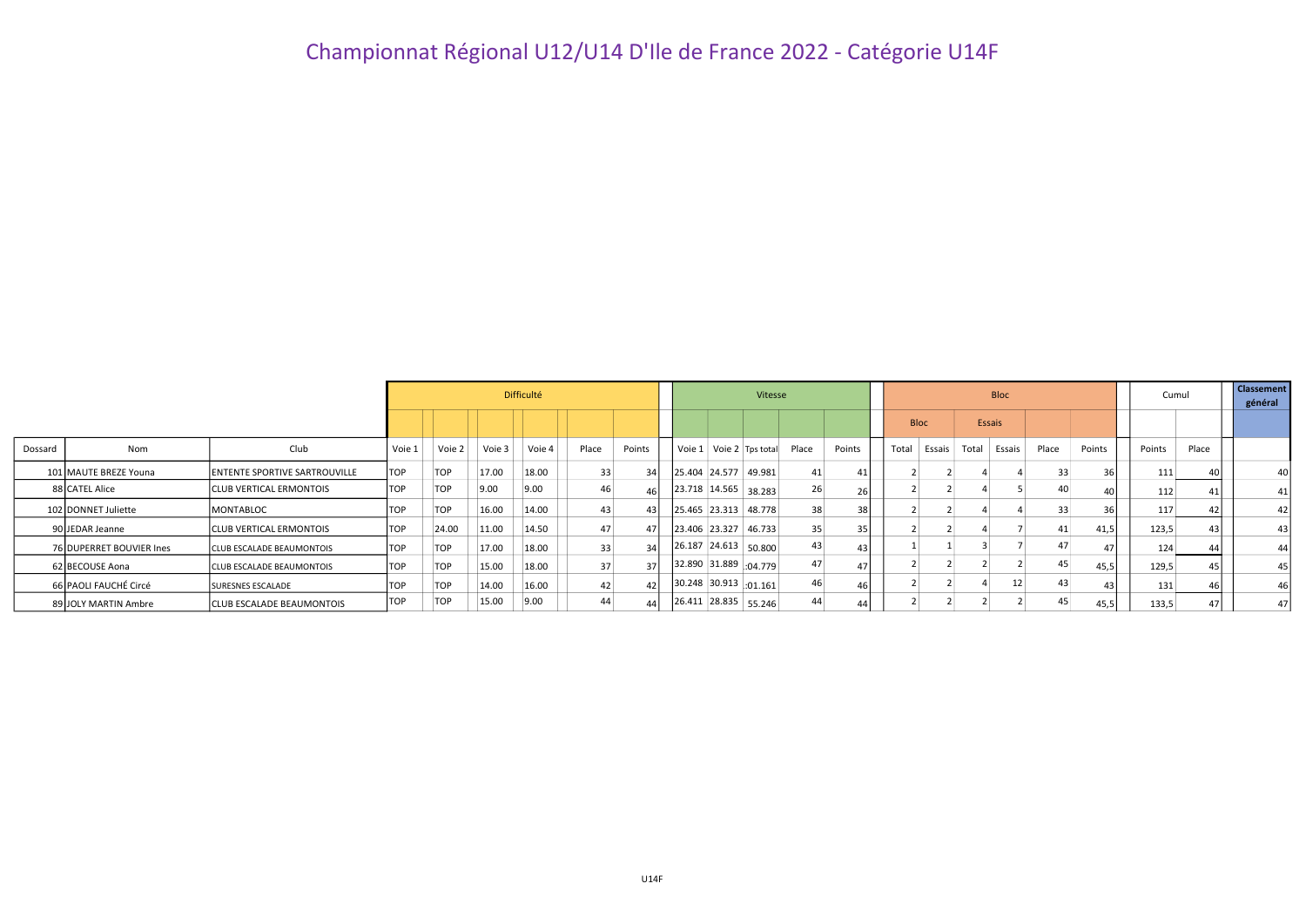# Championnat Régional U12/U14 D'Ile de France 2022 - Catégorie U14F

| | | | Difficulté | | | | | | Vitesse | | | | | Bloc | | | | | | Cumul | | Classement général |
|---|---|---|---|---|---|---|---|---|---|---|---|---|---|---|---|---|---|---|---|---|---|---|
| | | | | | | | | | | | | | | Bloc | Essais | | | | | | | |
| Dossard | Nom | Club | Voie 1 | Voie 2 | Voie 3 | Voie 4 | Place | Points | Voie 1 | Voie 2 | Tps total | Place | Points | Total | Essais | Total | Essais | Place | Points | Points | Place | |
| 101 | MAUTE BREZE Youna | ENTENTE SPORTIVE SARTROUVILLE | TOP | TOP | 17.00 | 18.00 | 33 | 34 | 25.404 | 24.577 | 49.981 | 41 | 41 | 2 | 2 | 4 | 4 | 33 | 36 | 111 | 40 | 40 |
| 88 | CATEL Alice | CLUB VERTICAL ERMONTOIS | TOP | TOP | 9.00 | 9.00 | 46 | 46 | 23.718 | 14.565 | 38.283 | 26 | 26 | 2 | 2 | 4 | 5 | 40 | 40 | 112 | 41 | 41 |
| 102 | DONNET Juliette | MONTABLOC | TOP | TOP | 16.00 | 14.00 | 43 | 43 | 25.465 | 23.313 | 48.778 | 38 | 38 | 2 | 2 | 4 | 4 | 33 | 36 | 117 | 42 | 42 |
| 90 | JEDAR Jeanne | CLUB VERTICAL ERMONTOIS | TOP | 24.00 | 11.00 | 14.50 | 47 | 47 | 23.406 | 23.327 | 46.733 | 35 | 35 | 2 | 2 | 4 | 7 | 41 | 41,5 | 123,5 | 43 | 43 |
| 76 | DUPERRET BOUVIER Ines | CLUB ESCALADE BEAUMONTOIS | TOP | TOP | 17.00 | 18.00 | 33 | 34 | 26.187 | 24.613 | 50.800 | 43 | 43 | 1 | 1 | 3 | 7 | 47 | 47 | 124 | 44 | 44 |
| 62 | BECOUSE Aona | CLUB ESCALADE BEAUMONTOIS | TOP | TOP | 15.00 | 18.00 | 37 | 37 | 32.890 | 31.889 | :04.779 | 47 | 47 | 2 | 2 | 2 | 2 | 45 | 45,5 | 129,5 | 45 | 45 |
| 66 | PAOLI FAUCHÉ Circé | SURESNES ESCALADE | TOP | TOP | 14.00 | 16.00 | 42 | 42 | 30.248 | 30.913 | :01.161 | 46 | 46 | 2 | 2 | 4 | 12 | 43 | 43 | 131 | 46 | 46 |
| 89 | JOLY MARTIN Ambre | CLUB ESCALADE BEAUMONTOIS | TOP | TOP | 15.00 | 9.00 | 44 | 44 | 26.411 | 28.835 | 55.246 | 44 | 44 | 2 | 2 | 2 | 2 | 45 | 45,5 | 133,5 | 47 | 47 |

U14F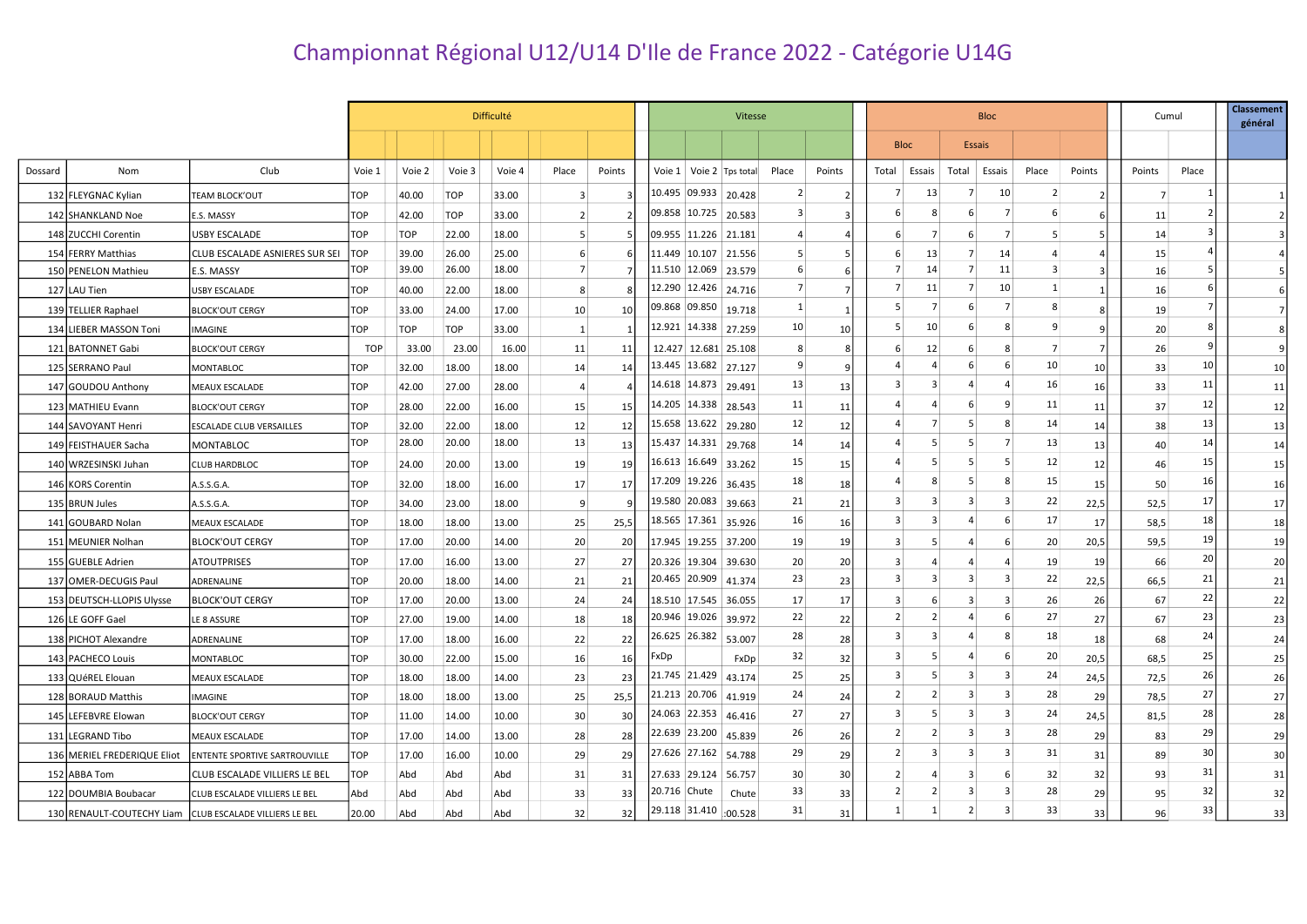# Championnat Régional U12/U14 D'Ile de France 2022 - Catégorie U14G

| | | | Difficulté | | | | | | Vitesse | | | | | Bloc | | | | | | Cumul | | Classement général |
|---|---|---|---|---|---|---|---|---|---|---|---|---|---|---|---|---|---|---|---|---|---|---|
| | | | | | | | | | | | | | | Bloc | | Essais | | | | | | |
| Dossard | Nom | Club | Voie 1 | Voie 2 | Voie 3 | Voie 4 | Place | Points | Voie 1 | Voie 2 | Tps total | Place | Points | Total | Essais | Total | Essais | Place | Points | Points | Place | |
| 132 | FLEYGNAC Kylian | TEAM BLOCK'OUT | TOP | 40.00 | TOP | 33.00 | 3 | 3 | 10.495 | 09.933 | 20.428 | 2 | 2 | 7 | 13 | 7 | 10 | 2 | 2 | 7 | 1 | 1 |
| 142 | SHANKLAND Noe | E.S. MASSY | TOP | 42.00 | TOP | 33.00 | 2 | 2 | 09.858 | 10.725 | 20.583 | 3 | 3 | 6 | 8 | 6 | 7 | 6 | 6 | 11 | 2 | 2 |
| 148 | ZUCCHI Corentin | USBY ESCALADE | TOP | TOP | 22.00 | 18.00 | 5 | 5 | 09.955 | 11.226 | 21.181 | 4 | 4 | 6 | 7 | 6 | 7 | 5 | 5 | 14 | 3 | 3 |
| 154 | FERRY Matthias | CLUB ESCALADE ASNIERES SUR SEI | TOP | 39.00 | 26.00 | 25.00 | 6 | 6 | 11.449 | 10.107 | 21.556 | 5 | 5 | 6 | 13 | 7 | 14 | 4 | 4 | 15 | 4 | 4 |
| 150 | PENELON Mathieu | E.S. MASSY | TOP | 39.00 | 26.00 | 18.00 | 7 | 7 | 11.510 | 12.069 | 23.579 | 6 | 6 | 7 | 14 | 7 | 11 | 3 | 3 | 16 | 5 | 5 |
| 127 | LAU Tien | USBY ESCALADE | TOP | 40.00 | 22.00 | 18.00 | 8 | 8 | 12.290 | 12.426 | 24.716 | 7 | 7 | 7 | 11 | 7 | 10 | 1 | 1 | 16 | 6 | 6 |
| 139 | TELLIER Raphael | BLOCK'OUT CERGY | TOP | 33.00 | 24.00 | 17.00 | 10 | 10 | 09.868 | 09.850 | 19.718 | 1 | 1 | 5 | 7 | 6 | 7 | 8 | 8 | 19 | 7 | 7 |
| 134 | LIEBER MASSON Toni | IMAGINE | TOP | TOP | TOP | 33.00 | 1 | 1 | 12.921 | 14.338 | 27.259 | 10 | 10 | 5 | 10 | 6 | 8 | 9 | 9 | 20 | 8 | 8 |
| 121 | BATONNET Gabi | BLOCK'OUT CERGY | TOP | 33.00 | 23.00 | 16.00 | 11 | 11 | 12.427 | 12.681 | 25.108 | 8 | 8 | 6 | 12 | 6 | 8 | 7 | 7 | 26 | 9 | 9 |
| 125 | SERRANO Paul | MONTABLOC | TOP | 32.00 | 18.00 | 18.00 | 14 | 14 | 13.445 | 13.682 | 27.127 | 9 | 9 | 4 | 4 | 6 | 6 | 10 | 10 | 33 | 10 | 10 |
| 147 | GOUDOU Anthony | MEAUX ESCALADE | TOP | 42.00 | 27.00 | 28.00 | 4 | 4 | 14.618 | 14.873 | 29.491 | 13 | 13 | 3 | 3 | 4 | 4 | 16 | 16 | 33 | 11 | 11 |
| 123 | MATHIEU Evann | BLOCK'OUT CERGY | TOP | 28.00 | 22.00 | 16.00 | 15 | 15 | 14.205 | 14.338 | 28.543 | 11 | 11 | 4 | 4 | 6 | 9 | 11 | 11 | 37 | 12 | 12 |
| 144 | SAVOYANT Henri | ESCALADE CLUB VERSAILLES | TOP | 32.00 | 22.00 | 18.00 | 12 | 12 | 15.658 | 13.622 | 29.280 | 12 | 12 | 4 | 7 | 5 | 8 | 14 | 14 | 38 | 13 | 13 |
| 149 | FEISTHAUER Sacha | MONTABLOC | TOP | 28.00 | 20.00 | 18.00 | 13 | 13 | 15.437 | 14.331 | 29.768 | 14 | 14 | 4 | 5 | 5 | 7 | 13 | 13 | 40 | 14 | 14 |
| 140 | WRZESINSKI Juhan | CLUB HARDBLOC | TOP | 24.00 | 20.00 | 13.00 | 19 | 19 | 16.613 | 16.649 | 33.262 | 15 | 15 | 4 | 5 | 5 | 5 | 12 | 12 | 46 | 15 | 15 |
| 146 | KORS Corentin | A.S.S.G.A. | TOP | 32.00 | 18.00 | 16.00 | 17 | 17 | 17.209 | 19.226 | 36.435 | 18 | 18 | 4 | 8 | 5 | 8 | 15 | 15 | 50 | 16 | 16 |
| 135 | BRUN Jules | A.S.S.G.A. | TOP | 34.00 | 23.00 | 18.00 | 9 | 9 | 19.580 | 20.083 | 39.663 | 21 | 21 | 3 | 3 | 3 | 3 | 22 | 22,5 | 52,5 | 17 | 17 |
| 141 | GOUBARD Nolan | MEAUX ESCALADE | TOP | 18.00 | 18.00 | 13.00 | 25 | 25,5 | 18.565 | 17.361 | 35.926 | 16 | 16 | 3 | 3 | 4 | 6 | 17 | 17 | 58,5 | 18 | 18 |
| 151 | MEUNIER Nolhan | BLOCK'OUT CERGY | TOP | 17.00 | 20.00 | 14.00 | 20 | 20 | 17.945 | 19.255 | 37.200 | 19 | 19 | 3 | 5 | 4 | 6 | 20 | 20,5 | 59,5 | 19 | 19 |
| 155 | GUEBLE Adrien | ATOUTPRISES | TOP | 17.00 | 16.00 | 13.00 | 27 | 27 | 20.326 | 19.304 | 39.630 | 20 | 20 | 3 | 4 | 4 | 4 | 19 | 19 | 66 | 20 | 20 |
| 137 | OMER-DECUGIS Paul | ADRENALINE | TOP | 20.00 | 18.00 | 14.00 | 21 | 21 | 20.465 | 20.909 | 41.374 | 23 | 23 | 3 | 3 | 3 | 3 | 22 | 22,5 | 66,5 | 21 | 21 |
| 153 | DEUTSCH-LLOPIS Ulysse | BLOCK'OUT CERGY | TOP | 17.00 | 20.00 | 13.00 | 24 | 24 | 18.510 | 17.545 | 36.055 | 17 | 17 | 3 | 6 | 3 | 3 | 26 | 26 | 67 | 22 | 22 |
| 126 | LE GOFF Gael | LE 8 ASSURE | TOP | 27.00 | 19.00 | 14.00 | 18 | 18 | 20.946 | 19.026 | 39.972 | 22 | 22 | 2 | 2 | 4 | 6 | 27 | 27 | 67 | 23 | 23 |
| 138 | PICHOT Alexandre | ADRENALINE | TOP | 17.00 | 18.00 | 16.00 | 22 | 22 | 26.625 | 26.382 | 53.007 | 28 | 28 | 3 | 3 | 4 | 8 | 18 | 18 | 68 | 24 | 24 |
| 143 | PACHECO Louis | MONTABLOC | TOP | 30.00 | 22.00 | 15.00 | 16 | 16 | FxDp | | FxDp | 32 | 32 | 3 | 5 | 4 | 6 | 20 | 20,5 | 68,5 | 25 | 25 |
| 133 | QUéREL Elouan | MEAUX ESCALADE | TOP | 18.00 | 18.00 | 14.00 | 23 | 23 | 21.745 | 21.429 | 43.174 | 25 | 25 | 3 | 5 | 3 | 3 | 24 | 24,5 | 72,5 | 26 | 26 |
| 128 | BORAUD Matthis | IMAGINE | TOP | 18.00 | 18.00 | 13.00 | 25 | 25,5 | 21.213 | 20.706 | 41.919 | 24 | 24 | 2 | 2 | 3 | 3 | 28 | 29 | 78,5 | 27 | 27 |
| 145 | LEFEBVRE Elowan | BLOCK'OUT CERGY | TOP | 11.00 | 14.00 | 10.00 | 30 | 30 | 24.063 | 22.353 | 46.416 | 27 | 27 | 3 | 5 | 3 | 3 | 24 | 24,5 | 81,5 | 28 | 28 |
| 131 | LEGRAND Tibo | MEAUX ESCALADE | TOP | 17.00 | 14.00 | 13.00 | 28 | 28 | 22.639 | 23.200 | 45.839 | 26 | 26 | 2 | 2 | 3 | 3 | 28 | 29 | 83 | 29 | 29 |
| 136 | MERIEL FREDERIQUE Eliot | ENTENTE SPORTIVE SARTROUVILLE | TOP | 17.00 | 16.00 | 10.00 | 29 | 29 | 27.626 | 27.162 | 54.788 | 29 | 29 | 2 | 3 | 3 | 3 | 31 | 31 | 89 | 30 | 30 |
| 152 | ABBA Tom | CLUB ESCALADE VILLIERS LE BEL | TOP | Abd | Abd | Abd | 31 | 31 | 27.633 | 29.124 | 56.757 | 30 | 30 | 2 | 4 | 3 | 6 | 32 | 32 | 93 | 31 | 31 |
| 122 | DOUMBIA Boubacar | CLUB ESCALADE VILLIERS LE BEL | Abd | Abd | Abd | Abd | 33 | 33 | 20.716 | Chute | Chute | 33 | 33 | 2 | 2 | 3 | 3 | 28 | 29 | 95 | 32 | 32 |
| 130 | RENAULT-COUTECHY Liam | CLUB ESCALADE VILLIERS LE BEL | 20.00 | Abd | Abd | Abd | 32 | 32 | 29.118 | 31.410 | :00.528 | 31 | 31 | 1 | 1 | 2 | 3 | 33 | 33 | 96 | 33 | 33 |